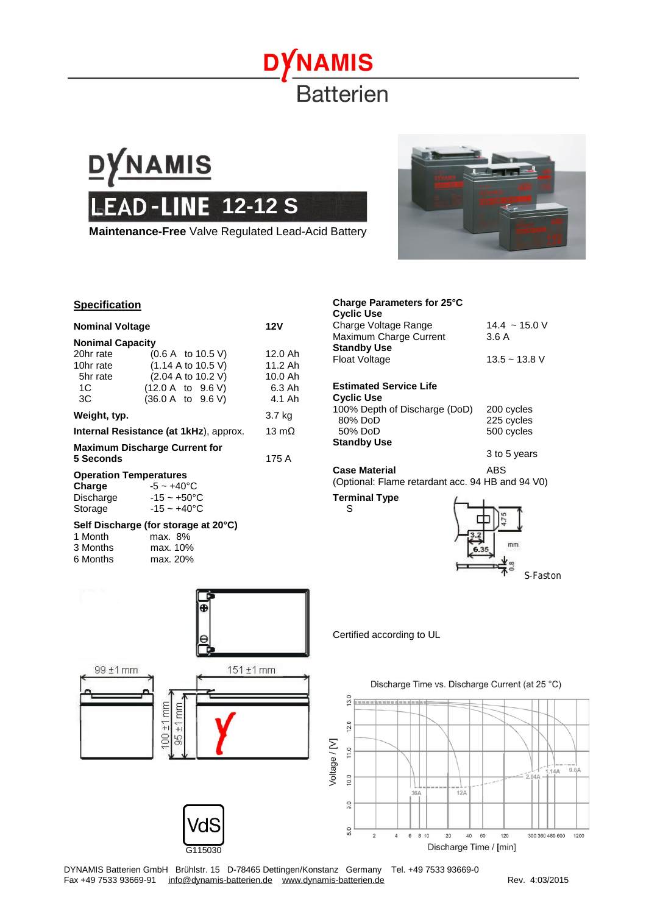# DYNAMIS Batterien

# DYNAMIS LEAD-LINE 12-12 S

**Maintenance-Free** Valve Regulated Lead-Acid Battery

## Specification

| | | |
|---|---|---|
| **Nominal Voltage** | | **12V** |
| **Nonimal Capacity** | | |
| 20hr rate | (0.6 A to 10.5 V) | 12.0 Ah |
| 10hr rate | (1.14 A to 10.5 V) | 11.2 Ah |
| 5hr rate | (2.04 A to 10.2 V) | 10.0 Ah |
| 1C | (12.0 A to 9.6 V) | 6.3 Ah |
| 3C | (36.0 A to 9.6 V) | 4.1 Ah |
| **Weight, typ.** | | 3.7 kg |
| **Internal Resistance (at 1kHz)**, approx. | | 13 mΩ |
| **Maximum Discharge Current for 5 Seconds** | | 175 A |

**Operation Temperatures**

| | |
|---|---|
| **Charge** | -5 ~ +40°C |
| Discharge | -15 ~ +50°C |
| Storage | -15 ~ +40°C |

**Self Discharge (for storage at 20°C)**

| | |
|---|---|
| 1 Month | max. 8% |
| 3 Months | max. 10% |
| 6 Months | max. 20% |

**Charge Parameters for 25°C**

| | |
|---|---|
| **Cyclic Use** | |
| Charge Voltage Range | 14.4 ~ 15.0 V |
| Maximum Charge Current | 3.6 A |
| **Standby Use** | |
| Float Voltage | 13.5 ~ 13.8 V |

**Estimated Service Life**

| | |
|---|---|
| **Cyclic Use** | |
| 100% Depth of Discharge (DoD) | 200 cycles |
| 80% DoD | 225 cycles |
| 50% DoD | 500 cycles |
| **Standby Use** | 3 to 5 years |

**Case Material** ABS
(Optional: Flame retardant acc. 94 HB and 94 V0)

**Terminal Type**
S

S-Faston (4.75, 3.2, 6.35, 0.8 mm)

Certified according to UL

Dimensions: 99 ±1 mm, 151 ±1 mm, 100 ±1 mm, 95 ±1 mm

VdS G115030

Discharge Time vs. Discharge Current (at 25 °C)

Voltage / [V] — Discharge Time / [min]

Curves: 36A, 12A, 2.04A, 1.14A, 0.6A

DYNAMIS Batterien GmbH Brühlstr. 15 D-78465 Dettingen/Konstanz Germany Tel. +49 7533 93669-0
Fax +49 7533 93669-91 info@dynamis-batterien.de www.dynamis-batterien.de Rev. 4:03/2015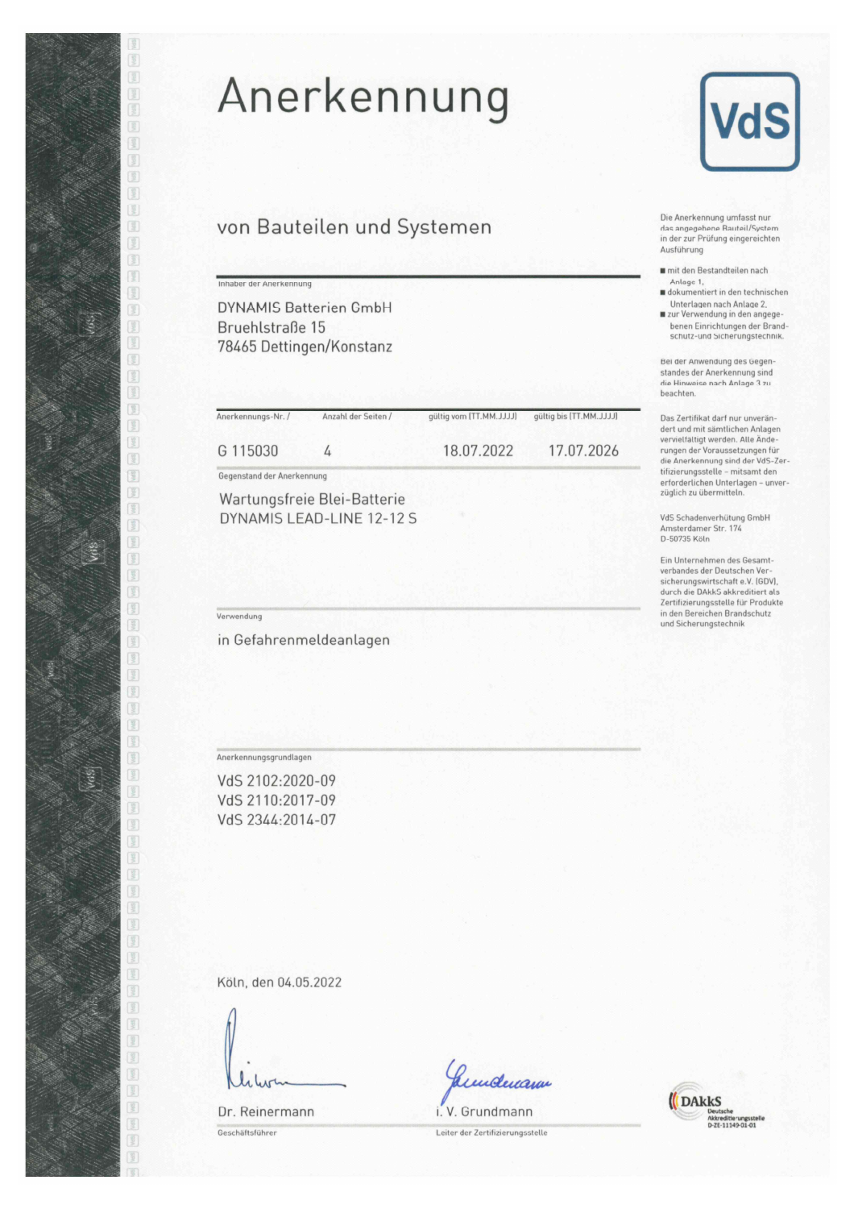# Anerkennung

VdS

## von Bauteilen und Systemen

Inhaber der Anerkennung

DYNAMIS Batterien GmbH
Bruehlstraße 15
78465 Dettingen/Konstanz

| Anerkennungs-Nr. / | Anzahl der Seiten / | gültig vom (TT.MM.JJJJ) | gültig bis (TT.MM.JJJJ) |
|---|---|---|---|
| G 115030 | 4 | 18.07.2022 | 17.07.2026 |

Gegenstand der Anerkennung

Wartungsfreie Blei-Batterie
DYNAMIS LEAD-LINE 12-12 S

Verwendung

in Gefahrenmeldeanlagen

Anerkennungsgrundlagen

VdS 2102:2020-09
VdS 2110:2017-09
VdS 2344:2014-07

Köln, den 04.05.2022

Dr. Reinermann
Geschäftsführer

i. V. Grundmann
Leiter der Zertifizierungsstelle

Die Anerkennung umfasst nur das angegebene Bauteil/System in der zur Prüfung eingereichten Ausführung

- mit den Bestandteilen nach Anlage 1,
- dokumentiert in den technischen Unterlagen nach Anlage 2,
- zur Verwendung in den angegebenen Einrichtungen der Brandschutz-und Sicherungstechnik.

Bei der Anwendung des Gegenstandes der Anerkennung sind die Hinweise nach Anlage 3 zu beachten.

Das Zertifikat darf nur unverändert und mit sämtlichen Anlagen vervielfältigt werden. Alle Änderungen der Voraussetzungen für die Anerkennung sind der VdS-Zertifizierungsstelle – mitsamt den erforderlichen Unterlagen – unverzüglich zu übermitteln.

VdS Schadenverhütung GmbH
Amsterdamer Str. 174
D-50735 Köln

Ein Unternehmen des Gesamtverbandes der Deutschen Versicherungswirtschaft e.V. (GDV), durch die DAkkS akkreditiert als Zertifizierungsstelle für Produkte in den Bereichen Brandschutz und Sicherungstechnik

DAkkS
Deutsche Akkreditierungsstelle
D-ZE-11149-01-01